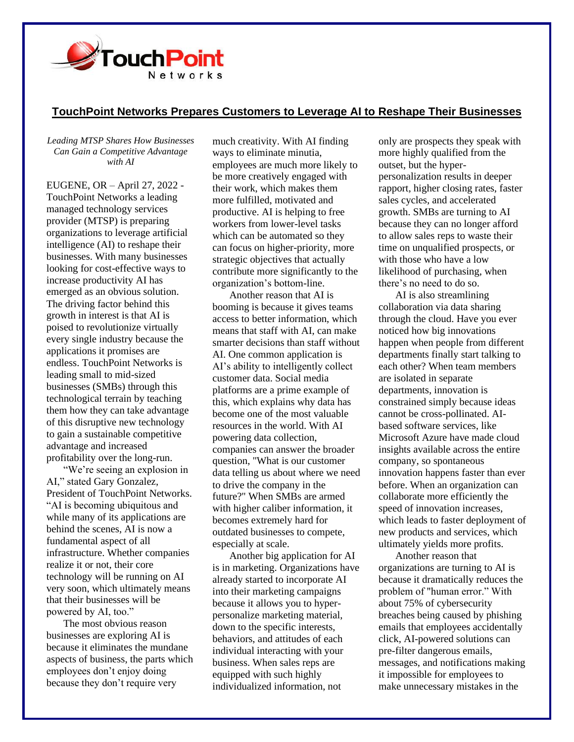TouchPoint Networks

# TouchPoint Networks Prepares Customers to Leverage AI to Reshape Their Businesses

*Leading MTSP Shares How Businesses Can Gain a Competitive Advantage with AI*

EUGENE, OR – April 27, 2022 - TouchPoint Networks a leading managed technology services provider (MTSP) is preparing organizations to leverage artificial intelligence (AI) to reshape their businesses. With many businesses looking for cost-effective ways to increase productivity AI has emerged as an obvious solution. The driving factor behind this growth in interest is that AI is poised to revolutionize virtually every single industry because the applications it promises are endless. TouchPoint Networks is leading small to mid-sized businesses (SMBs) through this technological terrain by teaching them how they can take advantage of this disruptive new technology to gain a sustainable competitive advantage and increased profitability over the long-run.

"We're seeing an explosion in AI," stated Gary Gonzalez, President of TouchPoint Networks. "AI is becoming ubiquitous and while many of its applications are behind the scenes, AI is now a fundamental aspect of all infrastructure. Whether companies realize it or not, their core technology will be running on AI very soon, which ultimately means that their businesses will be powered by AI, too."

The most obvious reason businesses are exploring AI is because it eliminates the mundane aspects of business, the parts which employees don't enjoy doing because they don't require very much creativity. With AI finding ways to eliminate minutia, employees are much more likely to be more creatively engaged with their work, which makes them more fulfilled, motivated and productive. AI is helping to free workers from lower-level tasks which can be automated so they can focus on higher-priority, more strategic objectives that actually contribute more significantly to the organization's bottom-line.

Another reason that AI is booming is because it gives teams access to better information, which means that staff with AI, can make smarter decisions than staff without AI. One common application is AI's ability to intelligently collect customer data. Social media platforms are a prime example of this, which explains why data has become one of the most valuable resources in the world. With AI powering data collection, companies can answer the broader question, "What is our customer data telling us about where we need to drive the company in the future?" When SMBs are armed with higher caliber information, it becomes extremely hard for outdated businesses to compete, especially at scale.

Another big application for AI is in marketing. Organizations have already started to incorporate AI into their marketing campaigns because it allows you to hyper-personalize marketing material, down to the specific interests, behaviors, and attitudes of each individual interacting with your business. When sales reps are equipped with such highly individualized information, not only are prospects they speak with more highly qualified from the outset, but the hyper-personalization results in deeper rapport, higher closing rates, faster sales cycles, and accelerated growth. SMBs are turning to AI because they can no longer afford to allow sales reps to waste their time on unqualified prospects, or with those who have a low likelihood of purchasing, when there's no need to do so.

AI is also streamlining collaboration via data sharing through the cloud. Have you ever noticed how big innovations happen when people from different departments finally start talking to each other? When team members are isolated in separate departments, innovation is constrained simply because ideas cannot be cross-pollinated. AI-based software services, like Microsoft Azure have made cloud insights available across the entire company, so spontaneous innovation happens faster than ever before. When an organization can collaborate more efficiently the speed of innovation increases, which leads to faster deployment of new products and services, which ultimately yields more profits.

Another reason that organizations are turning to AI is because it dramatically reduces the problem of "human error." With about 75% of cybersecurity breaches being caused by phishing emails that employees accidentally click, AI-powered solutions can pre-filter dangerous emails, messages, and notifications making it impossible for employees to make unnecessary mistakes in the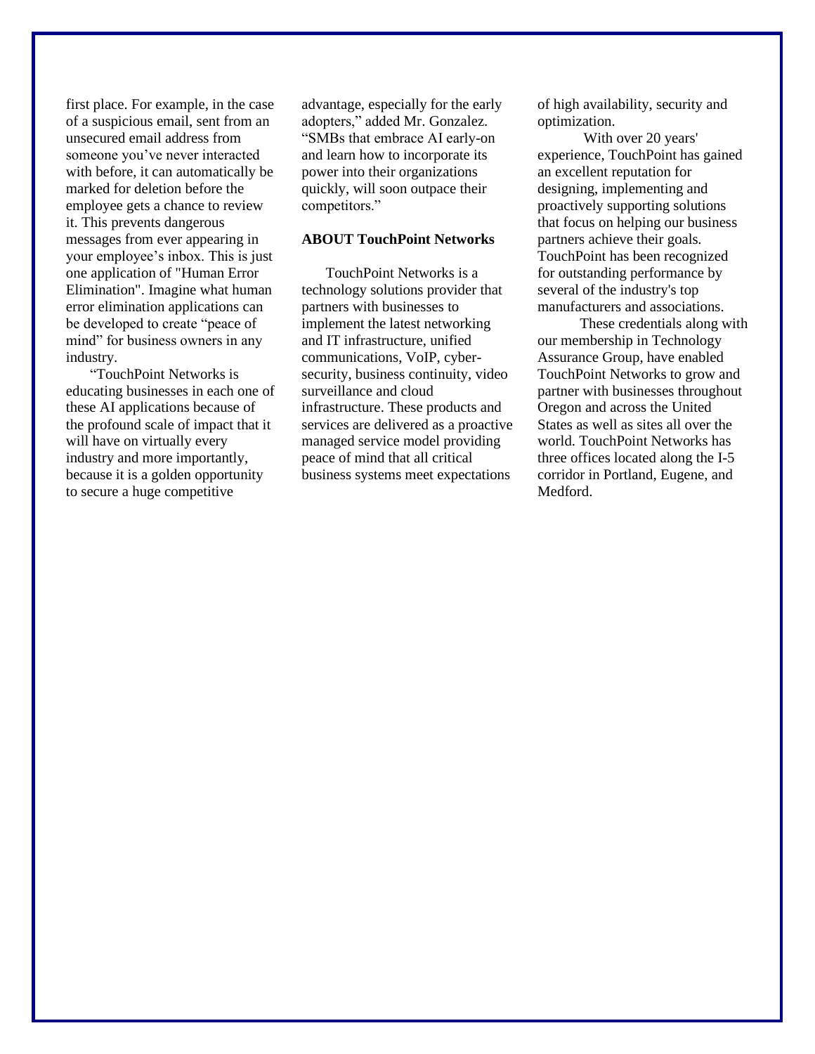first place. For example, in the case of a suspicious email, sent from an unsecured email address from someone you've never interacted with before, it can automatically be marked for deletion before the employee gets a chance to review it. This prevents dangerous messages from ever appearing in your employee's inbox. This is just one application of "Human Error Elimination". Imagine what human error elimination applications can be developed to create "peace of mind" for business owners in any industry.

"TouchPoint Networks is educating businesses in each one of these AI applications because of the profound scale of impact that it will have on virtually every industry and more importantly, because it is a golden opportunity to secure a huge competitive advantage, especially for the early adopters," added Mr. Gonzalez. "SMBs that embrace AI early-on and learn how to incorporate its power into their organizations quickly, will soon outpace their competitors."

**ABOUT TouchPoint Networks**

TouchPoint Networks is a technology solutions provider that partners with businesses to implement the latest networking and IT infrastructure, unified communications, VoIP, cyber-security, business continuity, video surveillance and cloud infrastructure. These products and services are delivered as a proactive managed service model providing peace of mind that all critical business systems meet expectations of high availability, security and optimization.

With over 20 years' experience, TouchPoint has gained an excellent reputation for designing, implementing and proactively supporting solutions that focus on helping our business partners achieve their goals. TouchPoint has been recognized for outstanding performance by several of the industry's top manufacturers and associations.

These credentials along with our membership in Technology Assurance Group, have enabled TouchPoint Networks to grow and partner with businesses throughout Oregon and across the United States as well as sites all over the world. TouchPoint Networks has three offices located along the I-5 corridor in Portland, Eugene, and Medford.